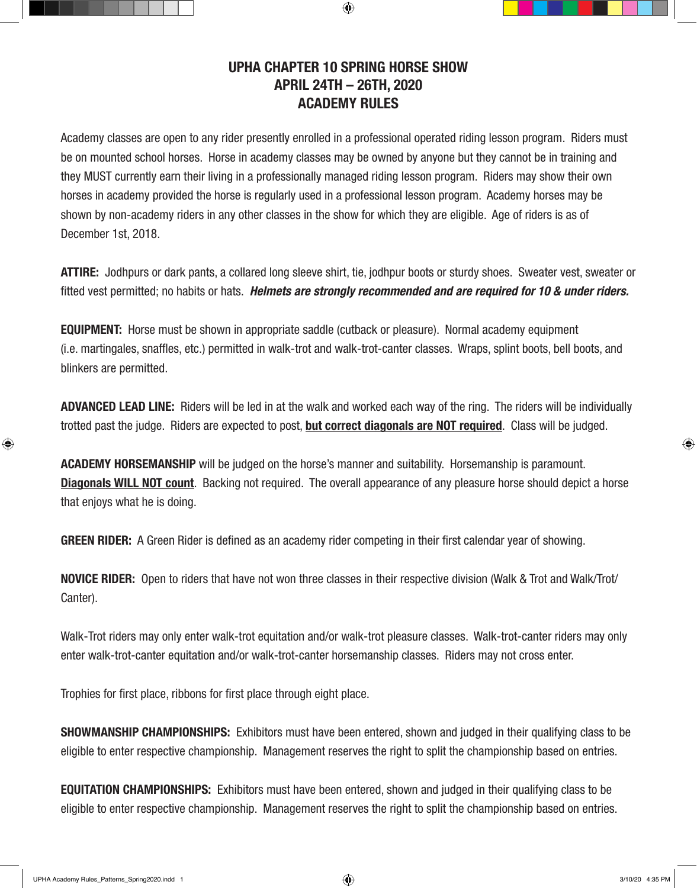# UPHA CHAPTER 10 SPRING HORSE SHOW
# APRIL 24TH – 26TH, 2020
# ACADEMY RULES

Academy classes are open to any rider presently enrolled in a professional operated riding lesson program. Riders must be on mounted school horses. Horse in academy classes may be owned by anyone but they cannot be in training and they MUST currently earn their living in a professionally managed riding lesson program. Riders may show their own horses in academy provided the horse is regularly used in a professional lesson program. Academy horses may be shown by non-academy riders in any other classes in the show for which they are eligible. Age of riders is as of December 1st, 2018.

**ATTIRE:** Jodhpurs or dark pants, a collared long sleeve shirt, tie, jodhpur boots or sturdy shoes. Sweater vest, sweater or fitted vest permitted; no habits or hats. ***Helmets are strongly recommended and are required for 10 & under riders.***

**EQUIPMENT:** Horse must be shown in appropriate saddle (cutback or pleasure). Normal academy equipment (i.e. martingales, snaffles, etc.) permitted in walk-trot and walk-trot-canter classes. Wraps, splint boots, bell boots, and blinkers are permitted.

**ADVANCED LEAD LINE:** Riders will be led in at the walk and worked each way of the ring. The riders will be individually trotted past the judge. Riders are expected to post, **<u>but correct diagonals are NOT required</u>**. Class will be judged.

**ACADEMY HORSEMANSHIP** will be judged on the horse's manner and suitability. Horsemanship is paramount. **<u>Diagonals WILL NOT count</u>**. Backing not required. The overall appearance of any pleasure horse should depict a horse that enjoys what he is doing.

**GREEN RIDER:** A Green Rider is defined as an academy rider competing in their first calendar year of showing.

**NOVICE RIDER:** Open to riders that have not won three classes in their respective division (Walk & Trot and Walk/Trot/Canter).

Walk-Trot riders may only enter walk-trot equitation and/or walk-trot pleasure classes. Walk-trot-canter riders may only enter walk-trot-canter equitation and/or walk-trot-canter horsemanship classes. Riders may not cross enter.

Trophies for first place, ribbons for first place through eight place.

**SHOWMANSHIP CHAMPIONSHIPS:** Exhibitors must have been entered, shown and judged in their qualifying class to be eligible to enter respective championship. Management reserves the right to split the championship based on entries.

**EQUITATION CHAMPIONSHIPS:** Exhibitors must have been entered, shown and judged in their qualifying class to be eligible to enter respective championship. Management reserves the right to split the championship based on entries.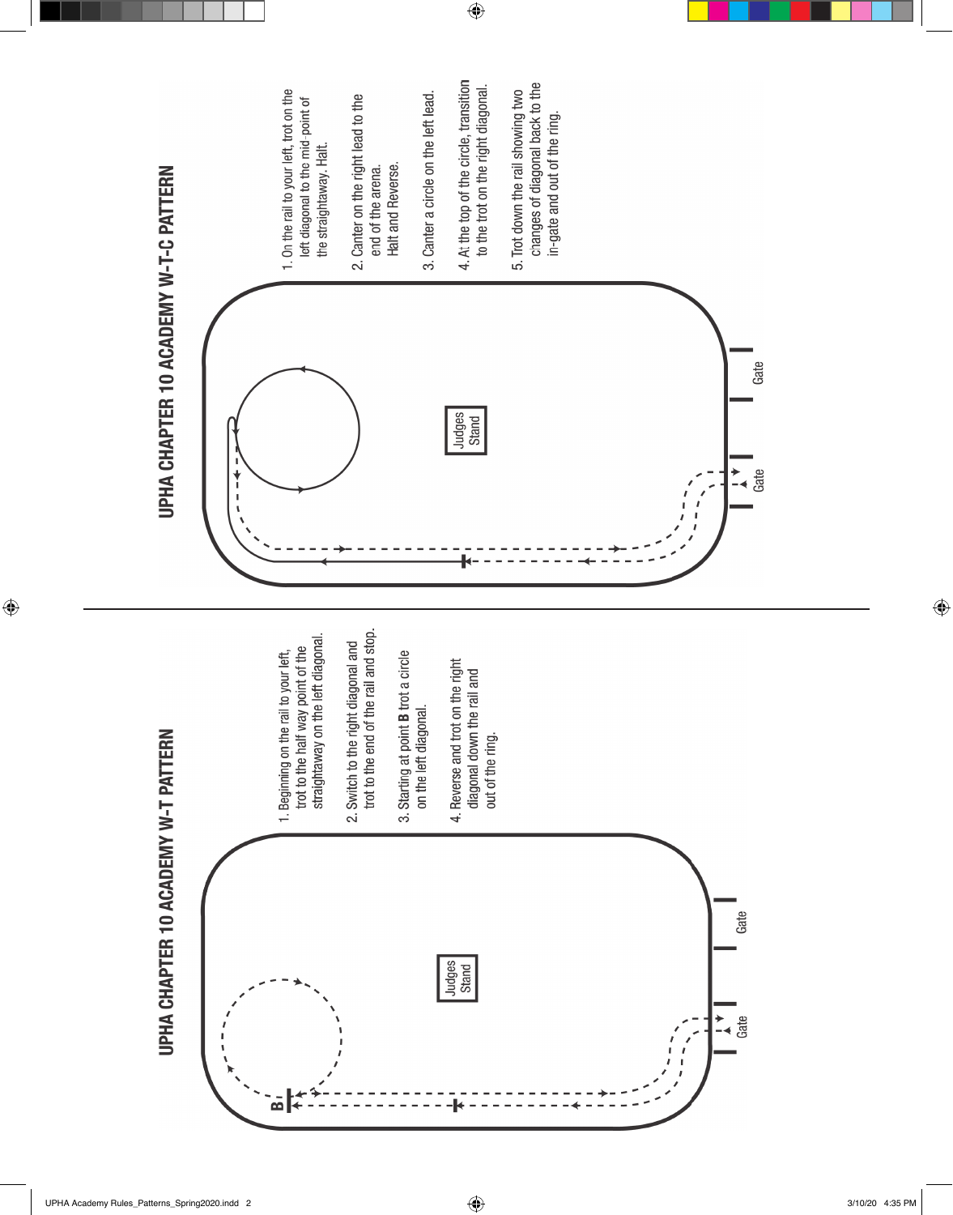# UPHA CHAPTER 10 ACADEMY W-T PATTERN

1. Beginning on the rail to your left, trot to the half way point of the straightaway on the left diagonal.
2. Switch to the right diagonal and trot to the end of the rail and stop.
3. Starting at point **B** trot a circle on the left diagonal.
4. Reverse and trot on the right diagonal down the rail and out of the ring.

B

Judges Stand

Gate

Gate

# UPHA CHAPTER 10 ACADEMY W-T-C PATTERN

1. On the rail to your left, trot on the left diagonal to the mid-point of the straightaway. Halt.
2. Canter on the right lead to the end of the arena. Halt and Reverse.
3. Canter a circle on the left lead.
4. At the top of the circle, transition to the trot on the right diagonal.
5. Trot down the rail showing two changes of diagonal back to the in-gate and out of the ring.

Judges Stand

Gate

Gate